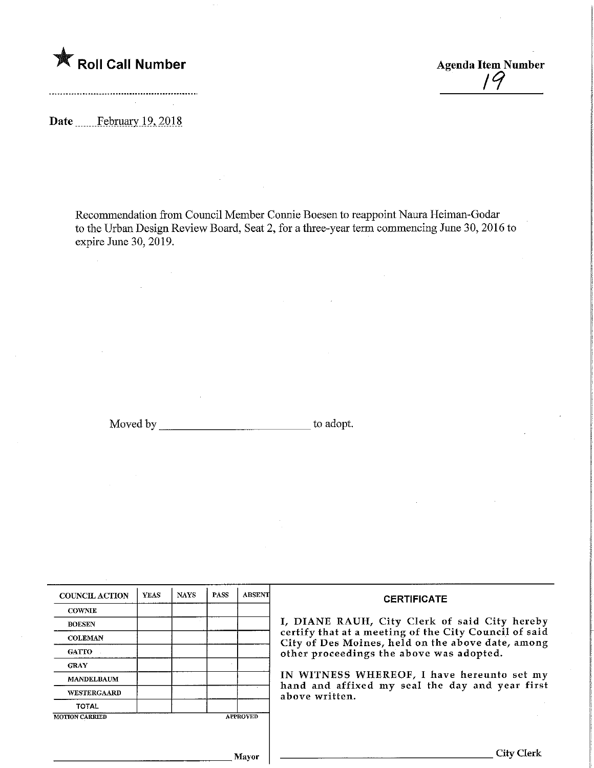★ **Roll Call Number**

**Agenda Item Number**
19

**Date** February 19, 2018

Recommendation from Council Member Connie Boesen to reappoint Naura Heiman-Godar to the Urban Design Review Board, Seat 2, for a three-year term commencing June 30, 2016 to expire June 30, 2019.

Moved by ______________________ to adopt.

| COUNCIL ACTION | YEAS | NAYS | PASS | ABSENT |
|---|---|---|---|---|
| COWNIE | | | | |
| BOESEN | | | | |
| COLEMAN | | | | |
| GATTO | | | | |
| GRAY | | | | |
| MANDELBAUM | | | | |
| WESTERGAARD | | | | |
| TOTAL | | | | |

MOTION CARRIED APPROVED

______________________ Mayor

**CERTIFICATE**

I, DIANE RAUH, City Clerk of said City hereby certify that at a meeting of the City Council of said City of Des Moines, held on the above date, among other proceedings the above was adopted.

IN WITNESS WHEREOF, I have hereunto set my hand and affixed my seal the day and year first above written.

______________________ City Clerk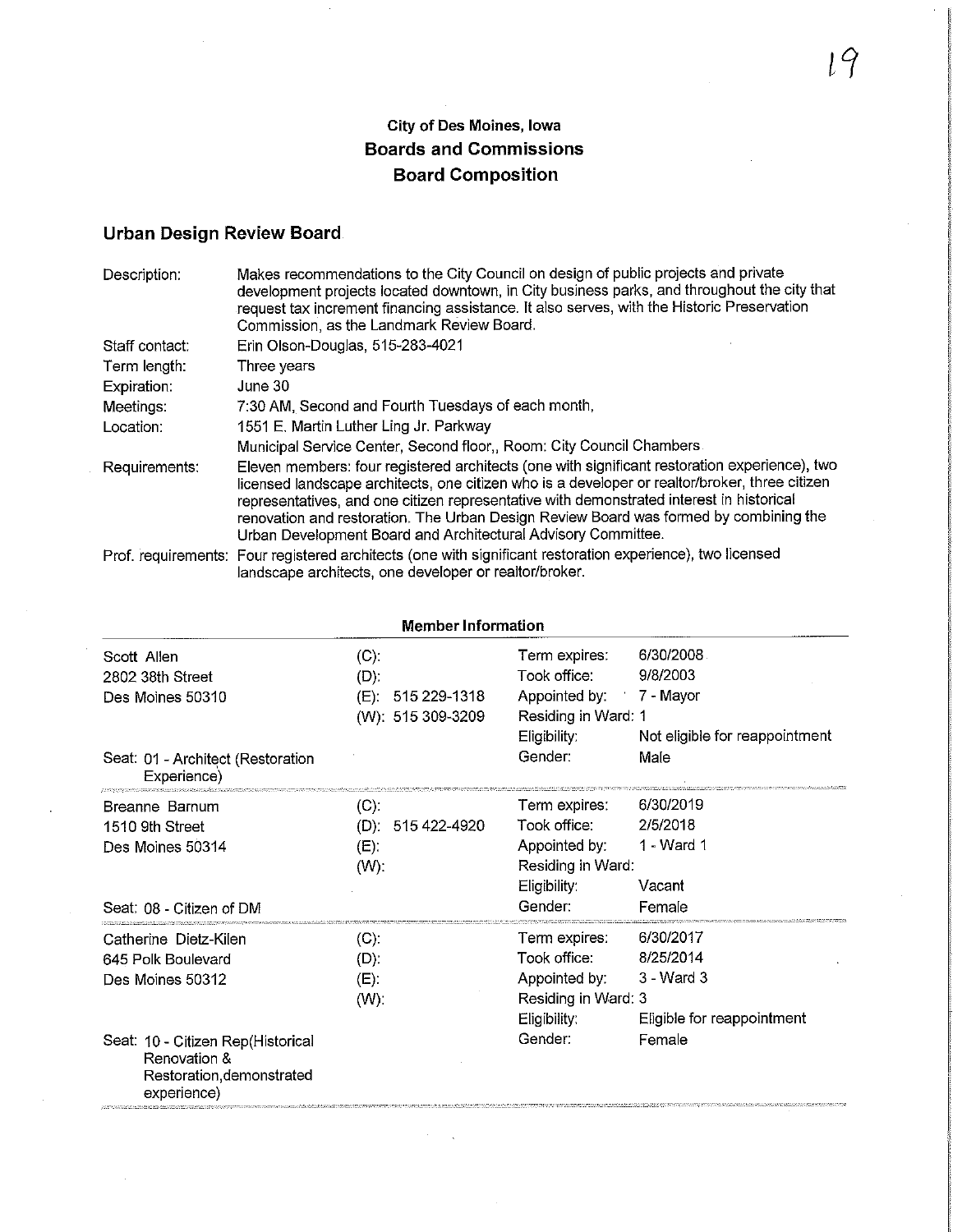**City of Des Moines, Iowa**
**Boards and Commissions**
**Board Composition**

## Urban Design Review Board

| | |
|---|---|
| Description: | Makes recommendations to the City Council on design of public projects and private development projects located downtown, in City business parks, and throughout the city that request tax increment financing assistance. It also serves, with the Historic Preservation Commission, as the Landmark Review Board. |
| Staff contact: | Erin Olson-Douglas, 515-283-4021 |
| Term length: | Three years |
| Expiration: | June 30 |
| Meetings: | 7:30 AM, Second and Fourth Tuesdays of each month, |
| Location: | 1551 E. Martin Luther Ling Jr. Parkway<br>Municipal Service Center, Second floor,, Room: City Council Chambers |
| Requirements: | Eleven members: four registered architects (one with significant restoration experience), two licensed landscape architects, one citizen who is a developer or realtor/broker, three citizen representatives, and one citizen representative with demonstrated interest in historical renovation and restoration. The Urban Design Review Board was formed by combining the Urban Development Board and Architectural Advisory Committee. |
| Prof. requirements: | Four registered architects (one with significant restoration experience), two licensed landscape architects, one developer or realtor/broker. |

### Member Information

| | | | |
|---|---|---|---|
| Scott Allen | (C): | Term expires: | 6/30/2008 |
| 2802 38th Street | (D): | Took office: | 9/8/2003 |
| Des Moines 50310 | (E): 515 229-1318 | Appointed by: | 7 - Mayor |
| | (W): 515 309-3209 | Residing in Ward: 1 | |
| | | Eligibility: | Not eligible for reappointment |
| Seat: 01 - Architect (Restoration Experience) | | Gender: | Male |
| Breanne Barnum | (C): | Term expires: | 6/30/2019 |
| 1510 9th Street | (D): 515 422-4920 | Took office: | 2/5/2018 |
| Des Moines 50314 | (E): | Appointed by: | 1 - Ward 1 |
| | (W): | Residing in Ward: | |
| | | Eligibility: | Vacant |
| Seat: 08 - Citizen of DM | | Gender: | Female |
| Catherine Dietz-Kilen | (C): | Term expires: | 6/30/2017 |
| 645 Polk Boulevard | (D): | Took office: | 8/25/2014 |
| Des Moines 50312 | (E): | Appointed by: | 3 - Ward 3 |
| | (W): | Residing in Ward: 3 | |
| | | Eligibility: | Eligible for reappointment |
| Seat: 10 - Citizen Rep(Historical Renovation & Restoration,demonstrated experience) | | Gender: | Female |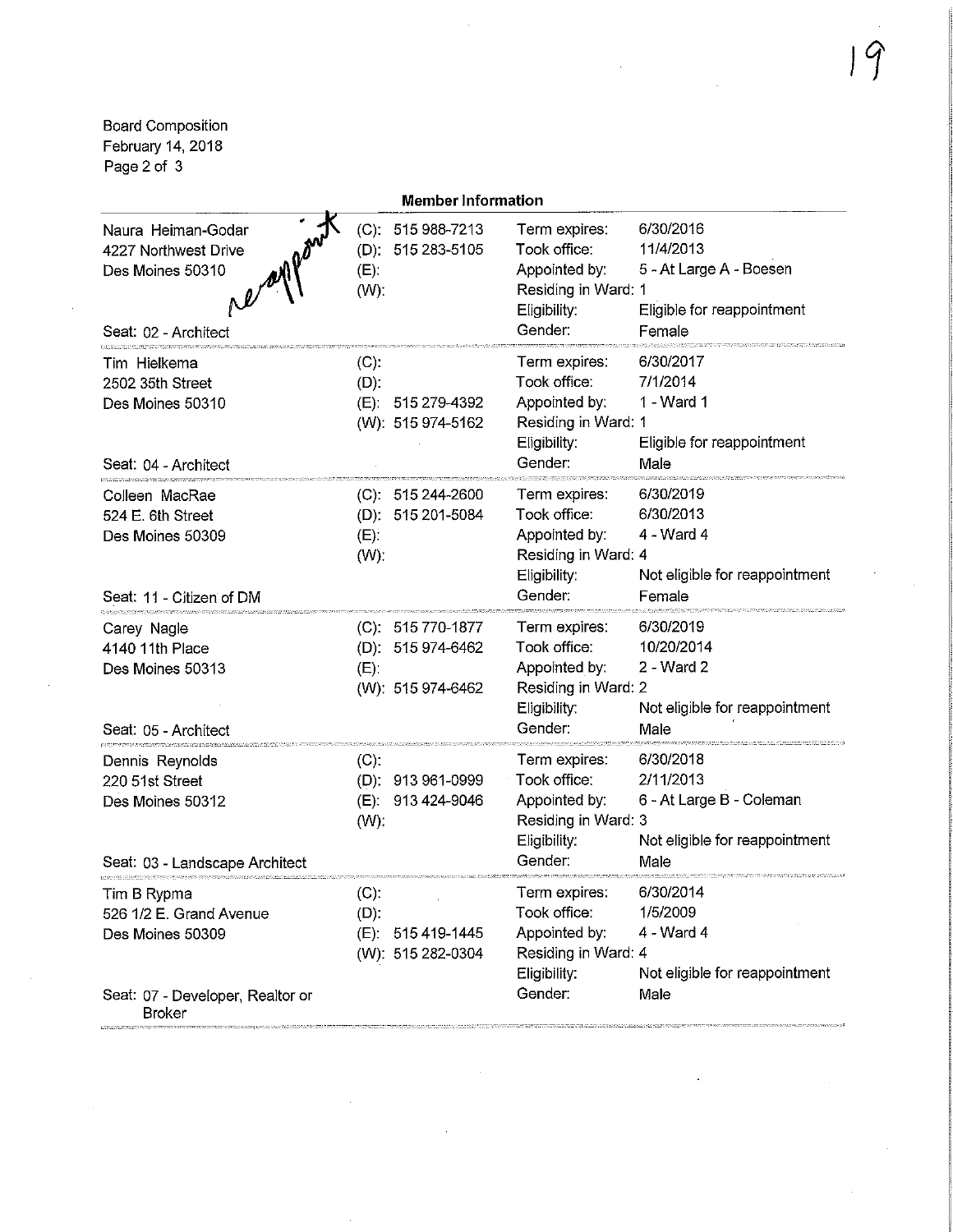Board Composition
February 14, 2018

## Member Information

| Name / Address | Phone | Details | |
|---|---|---|---|
| Naura Heiman-Godar<br>4227 Northwest Drive<br>Des Moines 50310<br>*reappoint*<br><br>Seat: 02 - Architect | (C): 515 988-7213<br>(D): 515 283-5105<br>(E):<br>(W): | Term expires:<br>Took office:<br>Appointed by:<br>Residing in Ward:<br>Eligibility:<br>Gender: | 6/30/2016<br>11/4/2013<br>5 - At Large A - Boesen<br>1<br>Eligible for reappointment<br>Female |
| Tim Hielkema<br>2502 35th Street<br>Des Moines 50310<br><br>Seat: 04 - Architect | (C):<br>(D):<br>(E): 515 279-4392<br>(W): 515 974-5162 | Term expires:<br>Took office:<br>Appointed by:<br>Residing in Ward:<br>Eligibility:<br>Gender: | 6/30/2017<br>7/1/2014<br>1 - Ward 1<br>1<br>Eligible for reappointment<br>Male |
| Colleen MacRae<br>524 E. 6th Street<br>Des Moines 50309<br><br>Seat: 11 - Citizen of DM | (C): 515 244-2600<br>(D): 515 201-5084<br>(E):<br>(W): | Term expires:<br>Took office:<br>Appointed by:<br>Residing in Ward:<br>Eligibility:<br>Gender: | 6/30/2019<br>6/30/2013<br>4 - Ward 4<br>4<br>Not eligible for reappointment<br>Female |
| Carey Nagle<br>4140 11th Place<br>Des Moines 50313<br><br>Seat: 05 - Architect | (C): 515 770-1877<br>(D): 515 974-6462<br>(E):<br>(W): 515 974-6462 | Term expires:<br>Took office:<br>Appointed by:<br>Residing in Ward:<br>Eligibility:<br>Gender: | 6/30/2019<br>10/20/2014<br>2 - Ward 2<br>2<br>Not eligible for reappointment<br>Male |
| Dennis Reynolds<br>220 51st Street<br>Des Moines 50312<br><br>Seat: 03 - Landscape Architect | (C):<br>(D): 913 961-0999<br>(E): 913 424-9046<br>(W): | Term expires:<br>Took office:<br>Appointed by:<br>Residing in Ward:<br>Eligibility:<br>Gender: | 6/30/2018<br>2/11/2013<br>6 - At Large B - Coleman<br>3<br>Not eligible for reappointment<br>Male |
| Tim B Rypma<br>526 1/2 E. Grand Avenue<br>Des Moines 50309<br><br>Seat: 07 - Developer, Realtor or Broker | (C):<br>(D):<br>(E): 515 419-1445<br>(W): 515 282-0304 | Term expires:<br>Took office:<br>Appointed by:<br>Residing in Ward:<br>Eligibility:<br>Gender: | 6/30/2014<br>1/5/2009<br>4 - Ward 4<br>4<br>Not eligible for reappointment<br>Male |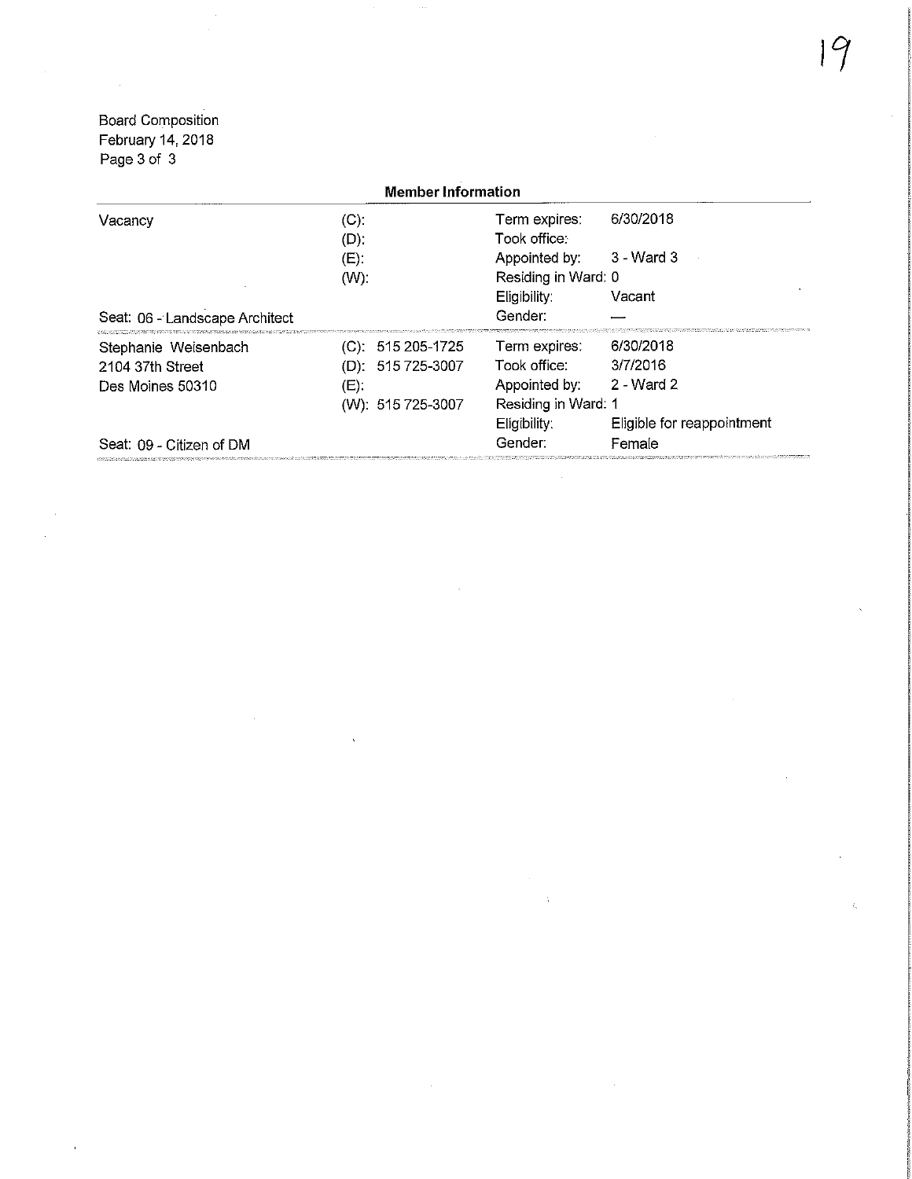Board Composition
February 14, 2018

## Member Information

| | | | |
|---|---|---|---|
| Vacancy | (C): | Term expires: | 6/30/2018 |
| | (D): | Took office: | |
| | (E): | Appointed by: | 3 - Ward 3 |
| | (W): | Residing in Ward: 0 | |
| | | Eligibility: | Vacant |
| Seat: 06 - Landscape Architect | | Gender: | — |
| Stephanie Weisenbach | (C): 515 205-1725 | Term expires: | 6/30/2018 |
| 2104 37th Street | (D): 515 725-3007 | Took office: | 3/7/2016 |
| Des Moines 50310 | (E): | Appointed by: | 2 - Ward 2 |
| | (W): 515 725-3007 | Residing in Ward: 1 | |
| | | Eligibility: | Eligible for reappointment |
| Seat: 09 - Citizen of DM | | Gender: | Female |